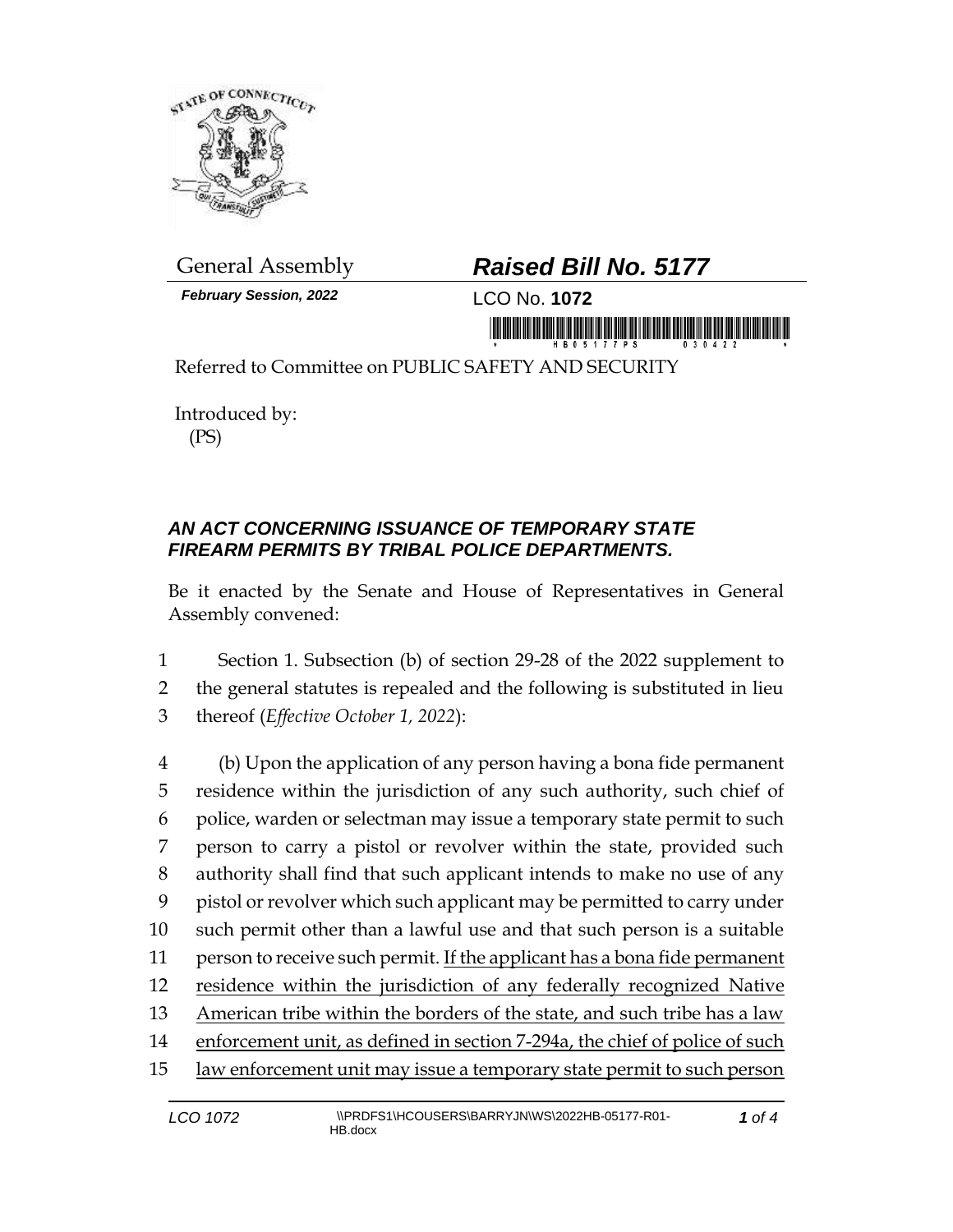General Assembly

***Raised Bill No. 5177***

***February Session, 2022***

LCO No. **1072**

Referred to Committee on PUBLIC SAFETY AND SECURITY

Introduced by:
(PS)

## ***AN ACT CONCERNING ISSUANCE OF TEMPORARY STATE FIREARM PERMITS BY TRIBAL POLICE DEPARTMENTS.***

Be it enacted by the Senate and House of Representatives in General Assembly convened:

1 Section 1. Subsection (b) of section 29-28 of the 2022 supplement to
2 the general statutes is repealed and the following is substituted in lieu
3 thereof (*Effective October 1, 2022*):

4 (b) Upon the application of any person having a bona fide permanent
5 residence within the jurisdiction of any such authority, such chief of
6 police, warden or selectman may issue a temporary state permit to such
7 person to carry a pistol or revolver within the state, provided such
8 authority shall find that such applicant intends to make no use of any
9 pistol or revolver which such applicant may be permitted to carry under
10 such permit other than a lawful use and that such person is a suitable
11 person to receive such permit. <u>If the applicant has a bona fide permanent</u>
12 <u>residence within the jurisdiction of any federally recognized Native</u>
13 <u>American tribe within the borders of the state, and such tribe has a law</u>
14 <u>enforcement unit, as defined in section 7-294a, the chief of police of such</u>
15 <u>law enforcement unit may issue a temporary state permit to such person</u>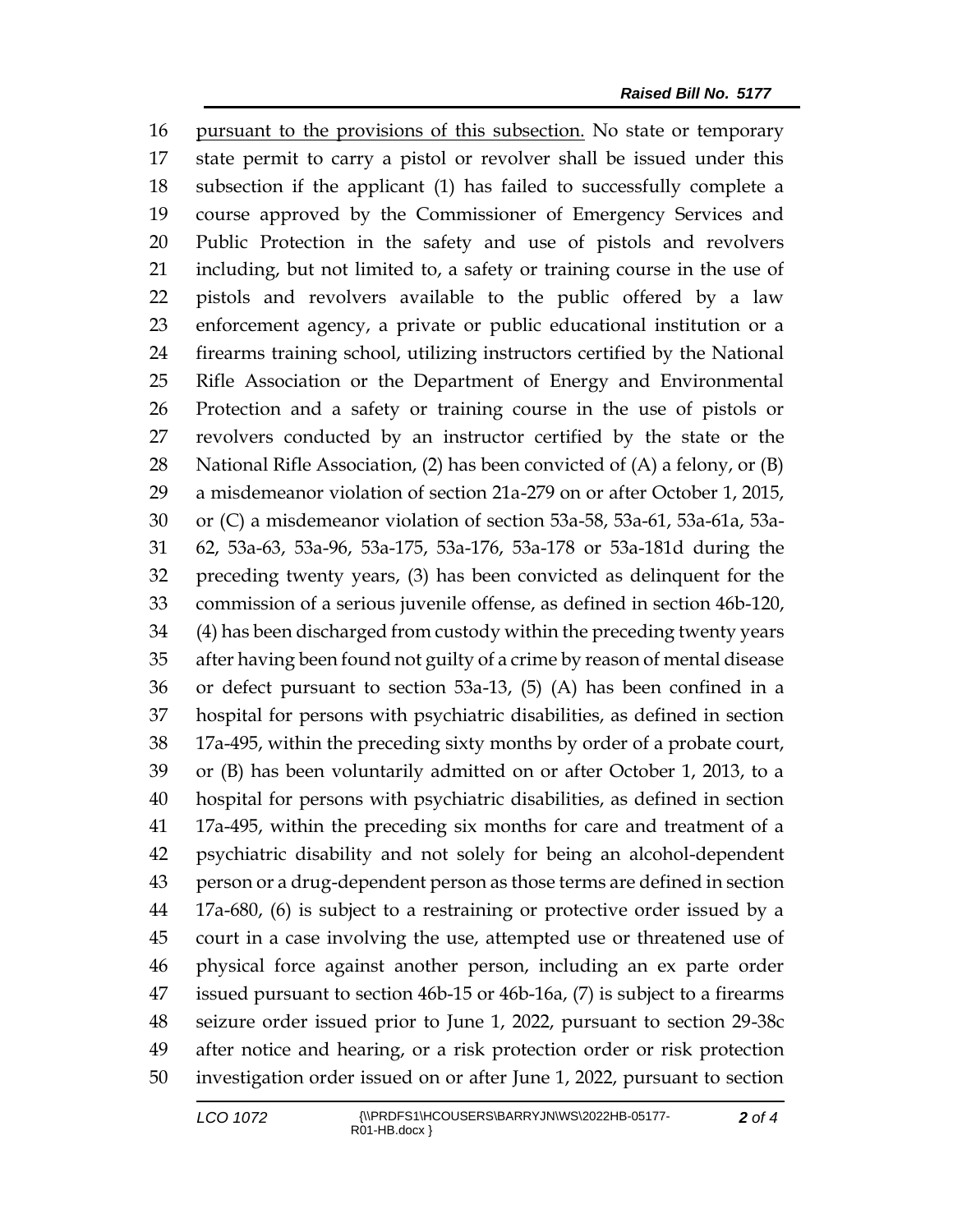16 pursuant to the provisions of this subsection. No state or temporary
17 state permit to carry a pistol or revolver shall be issued under this
18 subsection if the applicant (1) has failed to successfully complete a
19 course approved by the Commissioner of Emergency Services and
20 Public Protection in the safety and use of pistols and revolvers
21 including, but not limited to, a safety or training course in the use of
22 pistols and revolvers available to the public offered by a law
23 enforcement agency, a private or public educational institution or a
24 firearms training school, utilizing instructors certified by the National
25 Rifle Association or the Department of Energy and Environmental
26 Protection and a safety or training course in the use of pistols or
27 revolvers conducted by an instructor certified by the state or the
28 National Rifle Association, (2) has been convicted of (A) a felony, or (B)
29 a misdemeanor violation of section 21a-279 on or after October 1, 2015,
30 or (C) a misdemeanor violation of section 53a-58, 53a-61, 53a-61a, 53a-
31 62, 53a-63, 53a-96, 53a-175, 53a-176, 53a-178 or 53a-181d during the
32 preceding twenty years, (3) has been convicted as delinquent for the
33 commission of a serious juvenile offense, as defined in section 46b-120,
34 (4) has been discharged from custody within the preceding twenty years
35 after having been found not guilty of a crime by reason of mental disease
36 or defect pursuant to section 53a-13, (5) (A) has been confined in a
37 hospital for persons with psychiatric disabilities, as defined in section
38 17a-495, within the preceding sixty months by order of a probate court,
39 or (B) has been voluntarily admitted on or after October 1, 2013, to a
40 hospital for persons with psychiatric disabilities, as defined in section
41 17a-495, within the preceding six months for care and treatment of a
42 psychiatric disability and not solely for being an alcohol-dependent
43 person or a drug-dependent person as those terms are defined in section
44 17a-680, (6) is subject to a restraining or protective order issued by a
45 court in a case involving the use, attempted use or threatened use of
46 physical force against another person, including an ex parte order
47 issued pursuant to section 46b-15 or 46b-16a, (7) is subject to a firearms
48 seizure order issued prior to June 1, 2022, pursuant to section 29-38c
49 after notice and hearing, or a risk protection order or risk protection
50 investigation order issued on or after June 1, 2022, pursuant to section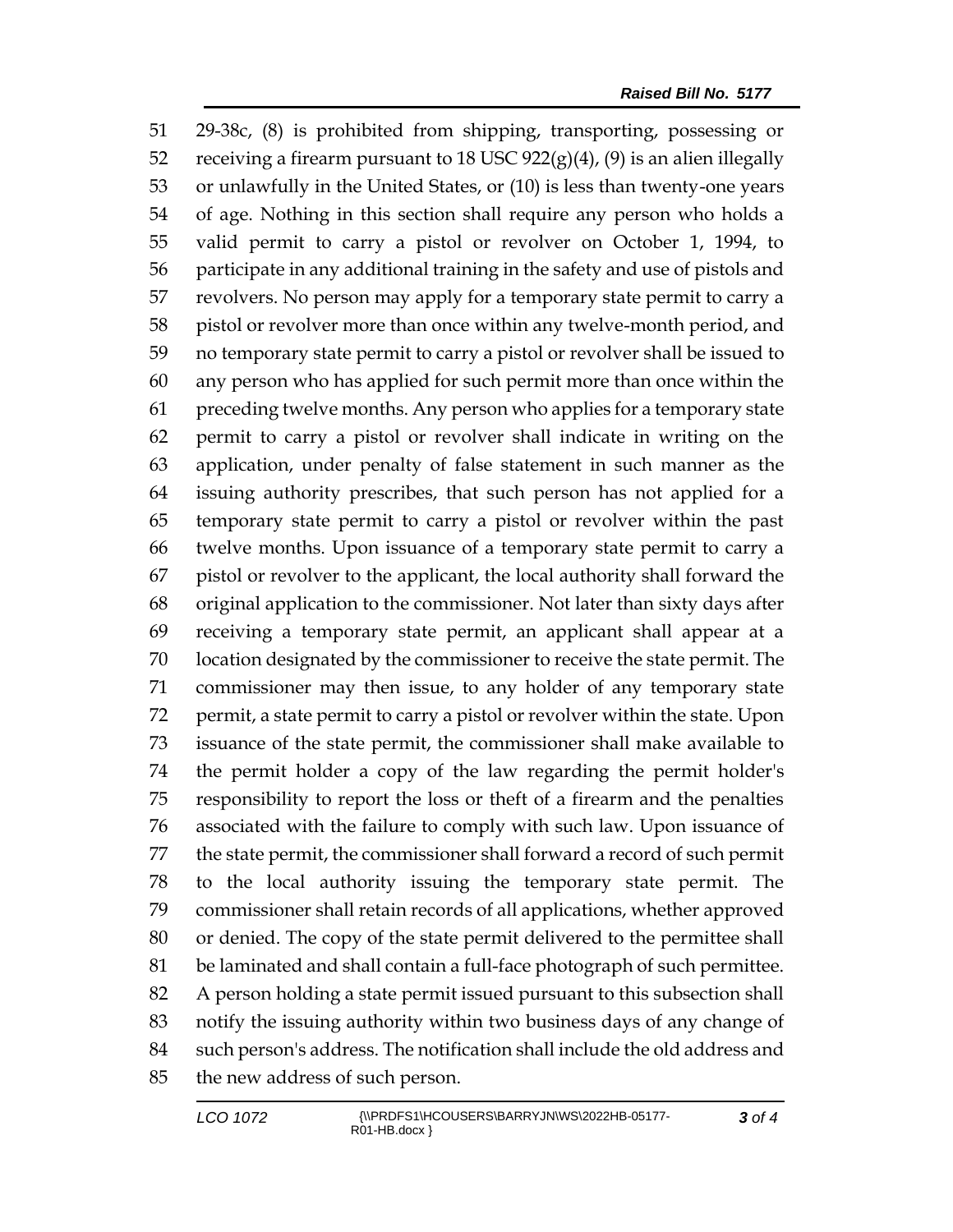29-38c, (8) is prohibited from shipping, transporting, possessing or receiving a firearm pursuant to 18 USC 922(g)(4), (9) is an alien illegally or unlawfully in the United States, or (10) is less than twenty-one years of age. Nothing in this section shall require any person who holds a valid permit to carry a pistol or revolver on October 1, 1994, to participate in any additional training in the safety and use of pistols and revolvers. No person may apply for a temporary state permit to carry a pistol or revolver more than once within any twelve-month period, and no temporary state permit to carry a pistol or revolver shall be issued to any person who has applied for such permit more than once within the preceding twelve months. Any person who applies for a temporary state permit to carry a pistol or revolver shall indicate in writing on the application, under penalty of false statement in such manner as the issuing authority prescribes, that such person has not applied for a temporary state permit to carry a pistol or revolver within the past twelve months. Upon issuance of a temporary state permit to carry a pistol or revolver to the applicant, the local authority shall forward the original application to the commissioner. Not later than sixty days after receiving a temporary state permit, an applicant shall appear at a location designated by the commissioner to receive the state permit. The commissioner may then issue, to any holder of any temporary state permit, a state permit to carry a pistol or revolver within the state. Upon issuance of the state permit, the commissioner shall make available to the permit holder a copy of the law regarding the permit holder's responsibility to report the loss or theft of a firearm and the penalties associated with the failure to comply with such law. Upon issuance of the state permit, the commissioner shall forward a record of such permit to the local authority issuing the temporary state permit. The commissioner shall retain records of all applications, whether approved or denied. The copy of the state permit delivered to the permittee shall be laminated and shall contain a full-face photograph of such permittee. A person holding a state permit issued pursuant to this subsection shall notify the issuing authority within two business days of any change of such person's address. The notification shall include the old address and the new address of such person.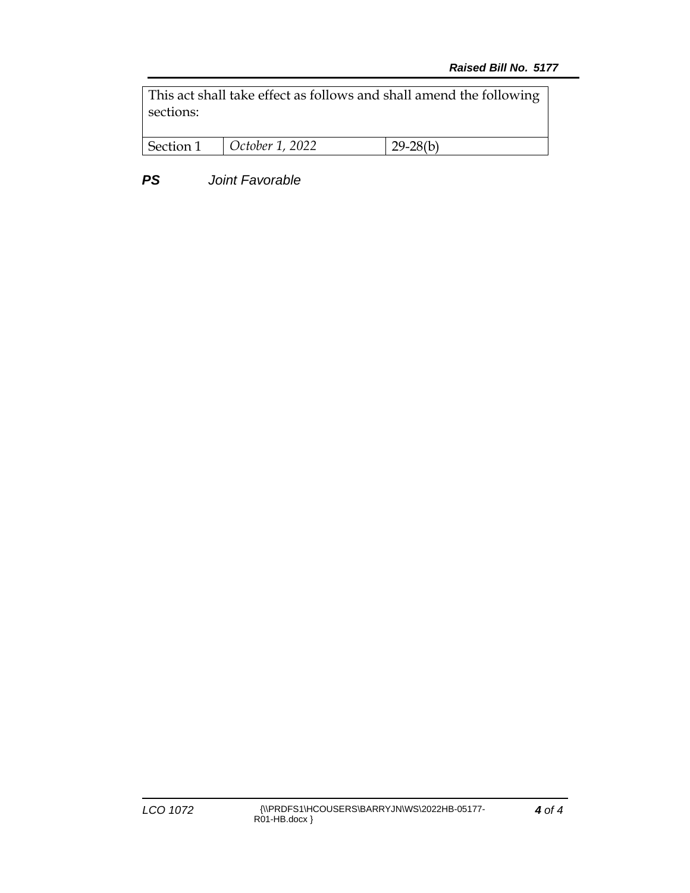| This act shall take effect as follows and shall amend the following sections: | | |
|---|---|---|
| Section 1 | *October 1, 2022* | 29-28(b) |

***PS*** *Joint Favorable*